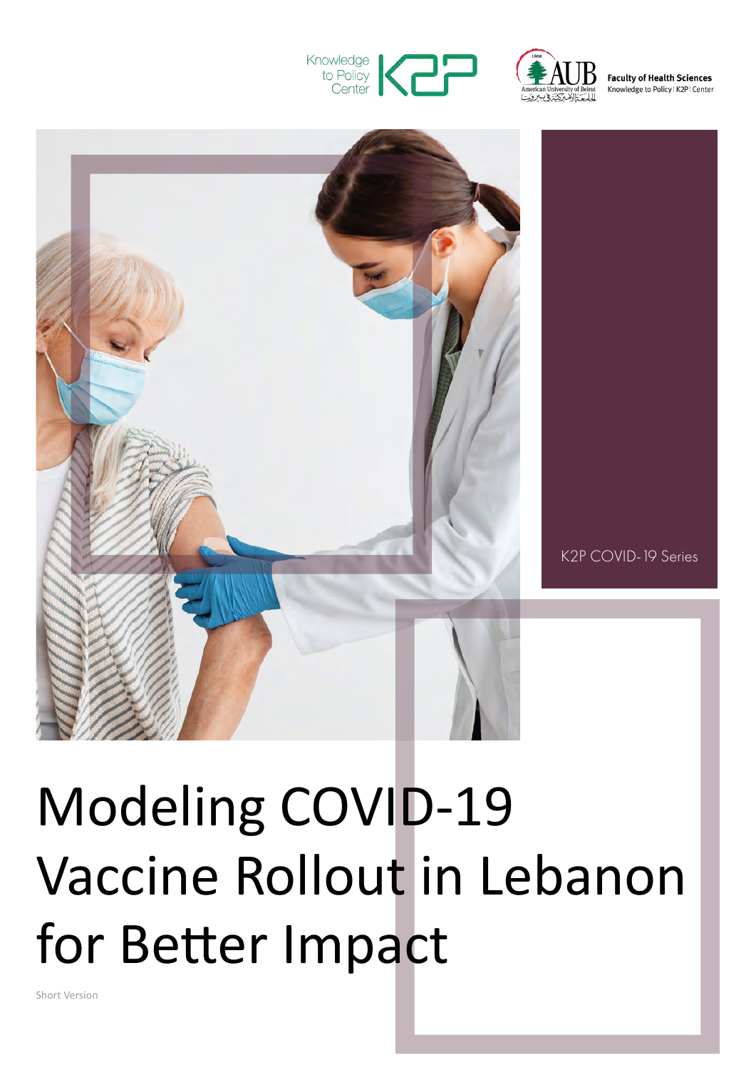Knowledge to Policy Center

Faculty of Health Sciences
Knowledge to Policy | K2P | Center

K2P COVID-19 Series

# Modeling COVID-19 Vaccine Rollout in Lebanon for Better Impact

Short Version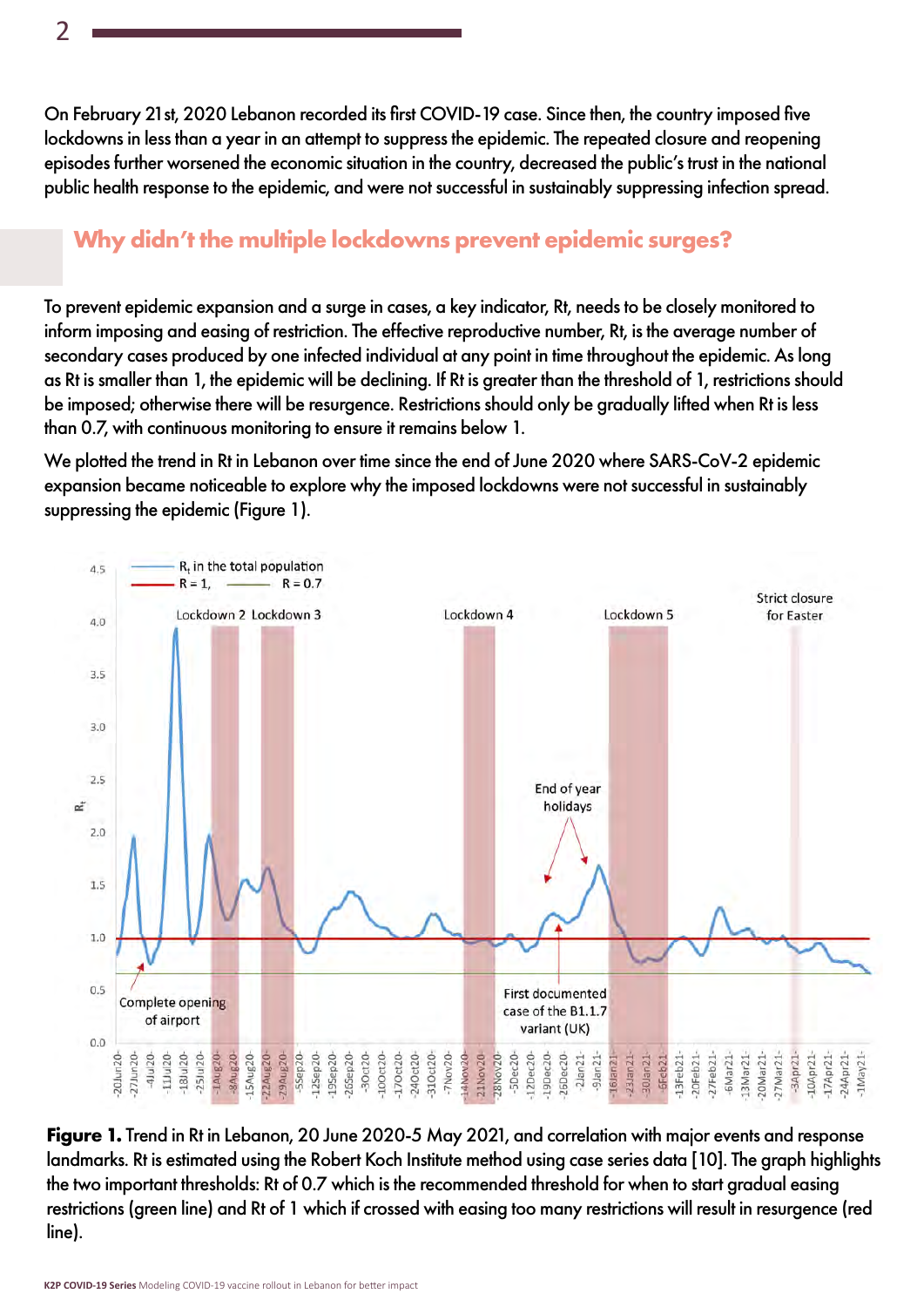On February 21st, 2020 Lebanon recorded its first COVID-19 case. Since then, the country imposed five lockdowns in less than a year in an attempt to suppress the epidemic. The repeated closure and reopening episodes further worsened the economic situation in the country, decreased the public's trust in the national public health response to the epidemic, and were not successful in sustainably suppressing infection spread.

## Why didn't the multiple lockdowns prevent epidemic surges?

To prevent epidemic expansion and a surge in cases, a key indicator, Rt, needs to be closely monitored to inform imposing and easing of restriction. The effective reproductive number, Rt, is the average number of secondary cases produced by one infected individual at any point in time throughout the epidemic. As long as Rt is smaller than 1, the epidemic will be declining. If Rt is greater than the threshold of 1, restrictions should be imposed; otherwise there will be resurgence. Restrictions should only be gradually lifted when Rt is less than 0.7, with continuous monitoring to ensure it remains below 1.

We plotted the trend in Rt in Lebanon over time since the end of June 2020 where SARS-CoV-2 epidemic expansion became noticeable to explore why the imposed lockdowns were not successful in sustainably suppressing the epidemic (Figure 1).

**Figure 1.** Trend in Rt in Lebanon, 20 June 2020-5 May 2021, and correlation with major events and response landmarks. Rt is estimated using the Robert Koch Institute method using case series data [10]. The graph highlights the two important thresholds: Rt of 0.7 which is the recommended threshold for when to start gradual easing restrictions (green line) and Rt of 1 which if crossed with easing too many restrictions will result in resurgence (red line).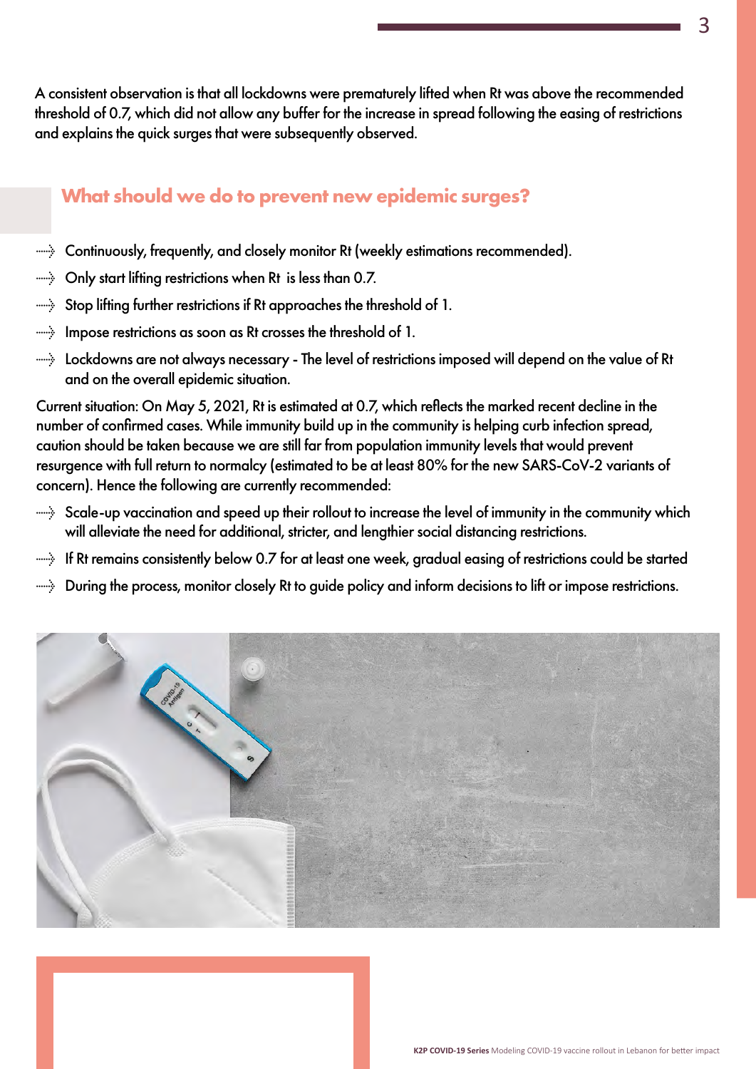A consistent observation is that all lockdowns were prematurely lifted when Rt was above the recommended threshold of 0.7, which did not allow any buffer for the increase in spread following the easing of restrictions and explains the quick surges that were subsequently observed.

## What should we do to prevent new epidemic surges?

- Continuously, frequently, and closely monitor Rt (weekly estimations recommended).
- Only start lifting restrictions when Rt is less than 0.7.
- Stop lifting further restrictions if Rt approaches the threshold of 1.
- Impose restrictions as soon as Rt crosses the threshold of 1.
- Lockdowns are not always necessary - The level of restrictions imposed will depend on the value of Rt and on the overall epidemic situation.

Current situation: On May 5, 2021, Rt is estimated at 0.7, which reflects the marked recent decline in the number of confirmed cases. While immunity build up in the community is helping curb infection spread, caution should be taken because we are still far from population immunity levels that would prevent resurgence with full return to normalcy (estimated to be at least 80% for the new SARS-CoV-2 variants of concern). Hence the following are currently recommended:

- Scale-up vaccination and speed up their rollout to increase the level of immunity in the community which will alleviate the need for additional, stricter, and lengthier social distancing restrictions.
- If Rt remains consistently below 0.7 for at least one week, gradual easing of restrictions could be started
- During the process, monitor closely Rt to guide policy and inform decisions to lift or impose restrictions.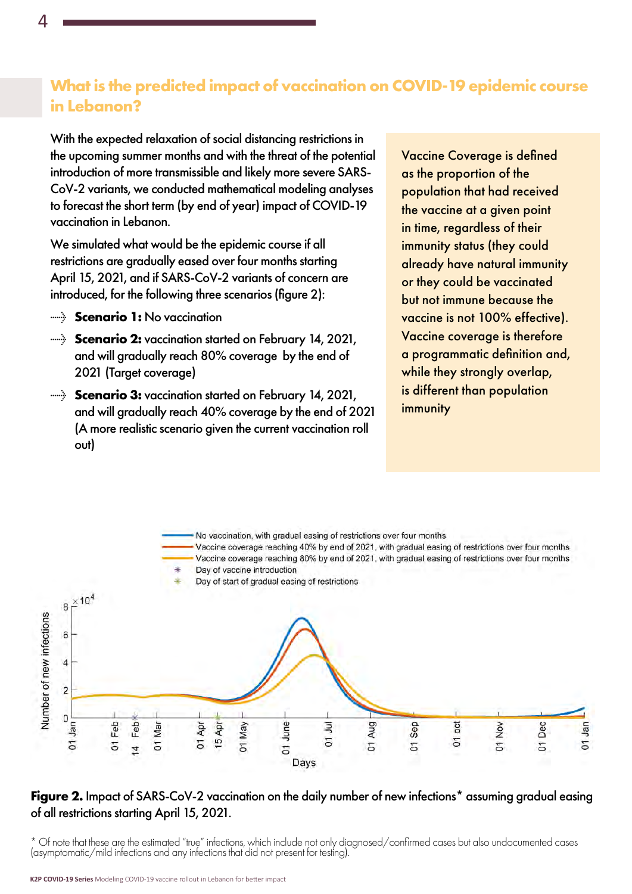## What is the predicted impact of vaccination on COVID-19 epidemic course in Lebanon?

With the expected relaxation of social distancing restrictions in the upcoming summer months and with the threat of the potential introduction of more transmissible and likely more severe SARS-CoV-2 variants, we conducted mathematical modeling analyses to forecast the short term (by end of year) impact of COVID-19 vaccination in Lebanon.

We simulated what would be the epidemic course if all restrictions are gradually eased over four months starting April 15, 2021, and if SARS-CoV-2 variants of concern are introduced, for the following three scenarios (figure 2):

- **Scenario 1:** No vaccination
- **Scenario 2:** vaccination started on February 14, 2021, and will gradually reach 80% coverage by the end of 2021 (Target coverage)
- **Scenario 3:** vaccination started on February 14, 2021, and will gradually reach 40% coverage by the end of 2021 (A more realistic scenario given the current vaccination roll out)

Vaccine Coverage is defined as the proportion of the population that had received the vaccine at a given point in time, regardless of their immunity status (they could already have natural immunity or they could be vaccinated but not immune because the vaccine is not 100% effective). Vaccine coverage is therefore a programmatic definition and, while they strongly overlap, is different than population immunity

**Figure 2.** Impact of SARS-CoV-2 vaccination on the daily number of new infections* assuming gradual easing of all restrictions starting April 15, 2021.

\* Of note that these are the estimated "true" infections, which include not only diagnosed/confirmed cases but also undocumented cases (asymptomatic/mild infections and any infections that did not present for testing).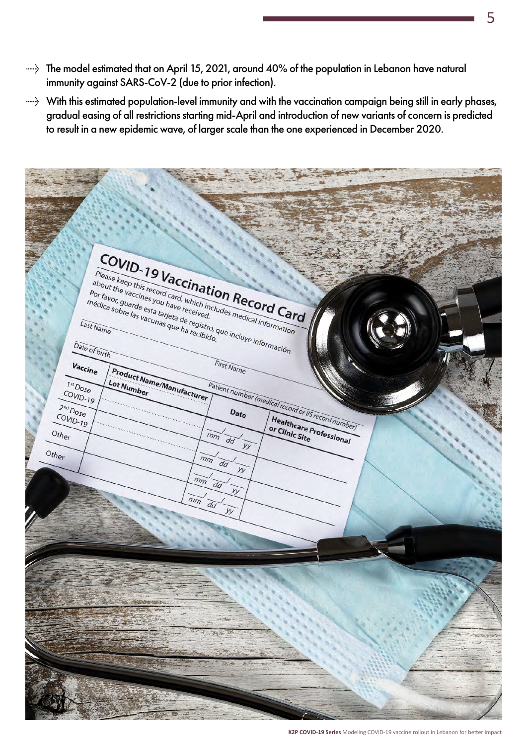- The model estimated that on April 15, 2021, around 40% of the population in Lebanon have natural immunity against SARS-CoV-2 (due to prior infection).
- With this estimated population-level immunity and with the vaccination campaign being still in early phases, gradual easing of all restrictions starting mid-April and introduction of new variants of concern is predicted to result in a new epidemic wave, of larger scale than the one experienced in December 2020.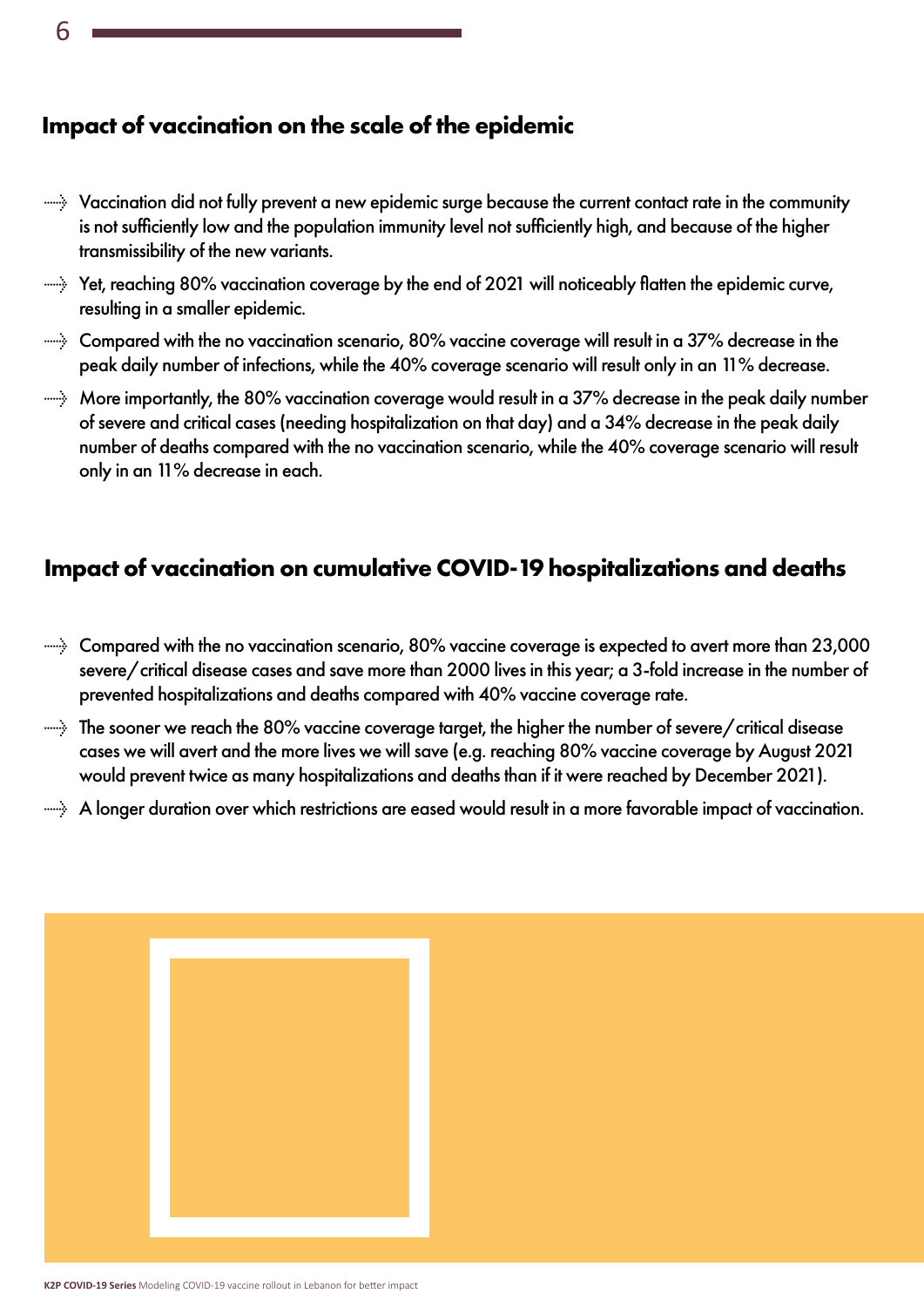## Impact of vaccination on the scale of the epidemic

- Vaccination did not fully prevent a new epidemic surge because the current contact rate in the community is not sufficiently low and the population immunity level not sufficiently high, and because of the higher transmissibility of the new variants.
- Yet, reaching 80% vaccination coverage by the end of 2021 will noticeably flatten the epidemic curve, resulting in a smaller epidemic.
- Compared with the no vaccination scenario, 80% vaccine coverage will result in a 37% decrease in the peak daily number of infections, while the 40% coverage scenario will result only in an 11% decrease.
- More importantly, the 80% vaccination coverage would result in a 37% decrease in the peak daily number of severe and critical cases (needing hospitalization on that day) and a 34% decrease in the peak daily number of deaths compared with the no vaccination scenario, while the 40% coverage scenario will result only in an 11% decrease in each.

## Impact of vaccination on cumulative COVID-19 hospitalizations and deaths

- Compared with the no vaccination scenario, 80% vaccine coverage is expected to avert more than 23,000 severe/critical disease cases and save more than 2000 lives in this year; a 3-fold increase in the number of prevented hospitalizations and deaths compared with 40% vaccine coverage rate.
- The sooner we reach the 80% vaccine coverage target, the higher the number of severe/critical disease cases we will avert and the more lives we will save (e.g. reaching 80% vaccine coverage by August 2021 would prevent twice as many hospitalizations and deaths than if it were reached by December 2021).
- A longer duration over which restrictions are eased would result in a more favorable impact of vaccination.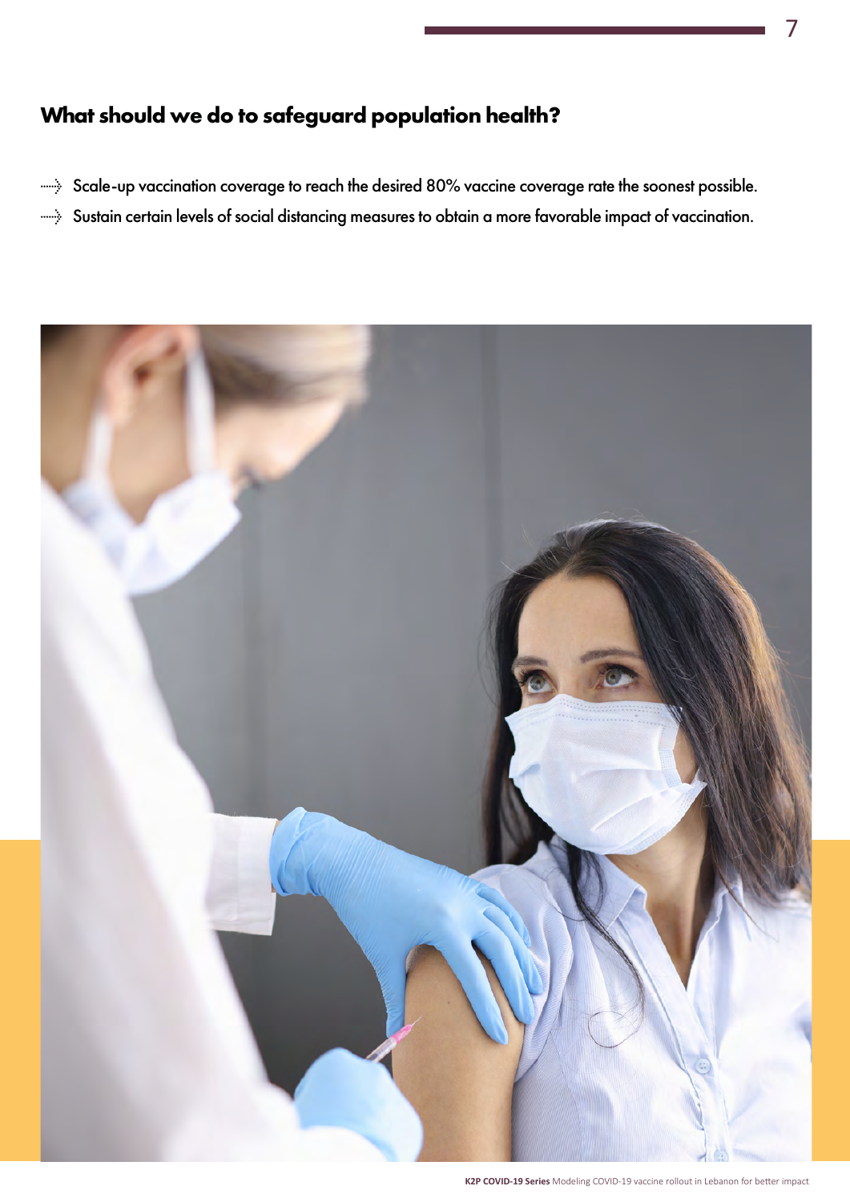## What should we do to safeguard population health?

- Scale-up vaccination coverage to reach the desired 80% vaccine coverage rate the soonest possible.
- Sustain certain levels of social distancing measures to obtain a more favorable impact of vaccination.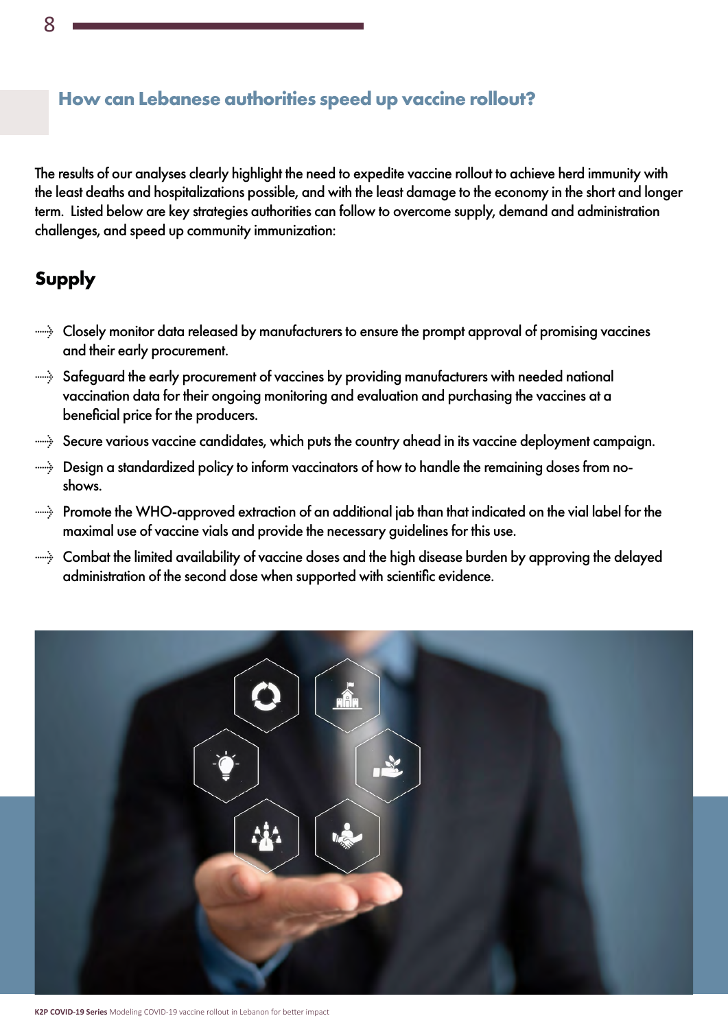## How can Lebanese authorities speed up vaccine rollout?

The results of our analyses clearly highlight the need to expedite vaccine rollout to achieve herd immunity with the least deaths and hospitalizations possible, and with the least damage to the economy in the short and longer term. Listed below are key strategies authorities can follow to overcome supply, demand and administration challenges, and speed up community immunization:

### Supply

- Closely monitor data released by manufacturers to ensure the prompt approval of promising vaccines and their early procurement.
- Safeguard the early procurement of vaccines by providing manufacturers with needed national vaccination data for their ongoing monitoring and evaluation and purchasing the vaccines at a beneficial price for the producers.
- Secure various vaccine candidates, which puts the country ahead in its vaccine deployment campaign.
- Design a standardized policy to inform vaccinators of how to handle the remaining doses from no-shows.
- Promote the WHO-approved extraction of an additional jab than that indicated on the vial label for the maximal use of vaccine vials and provide the necessary guidelines for this use.
- Combat the limited availability of vaccine doses and the high disease burden by approving the delayed administration of the second dose when supported with scientific evidence.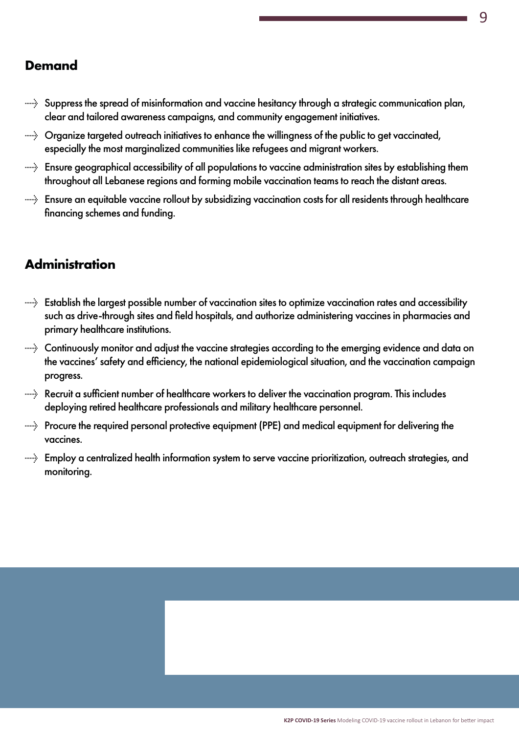## Demand

- Suppress the spread of misinformation and vaccine hesitancy through a strategic communication plan, clear and tailored awareness campaigns, and community engagement initiatives.
- Organize targeted outreach initiatives to enhance the willingness of the public to get vaccinated, especially the most marginalized communities like refugees and migrant workers.
- Ensure geographical accessibility of all populations to vaccine administration sites by establishing them throughout all Lebanese regions and forming mobile vaccination teams to reach the distant areas.
- Ensure an equitable vaccine rollout by subsidizing vaccination costs for all residents through healthcare financing schemes and funding.

## Administration

- Establish the largest possible number of vaccination sites to optimize vaccination rates and accessibility such as drive-through sites and field hospitals, and authorize administering vaccines in pharmacies and primary healthcare institutions.
- Continuously monitor and adjust the vaccine strategies according to the emerging evidence and data on the vaccines' safety and efficiency, the national epidemiological situation, and the vaccination campaign progress.
- Recruit a sufficient number of healthcare workers to deliver the vaccination program. This includes deploying retired healthcare professionals and military healthcare personnel.
- Procure the required personal protective equipment (PPE) and medical equipment for delivering the vaccines.
- Employ a centralized health information system to serve vaccine prioritization, outreach strategies, and monitoring.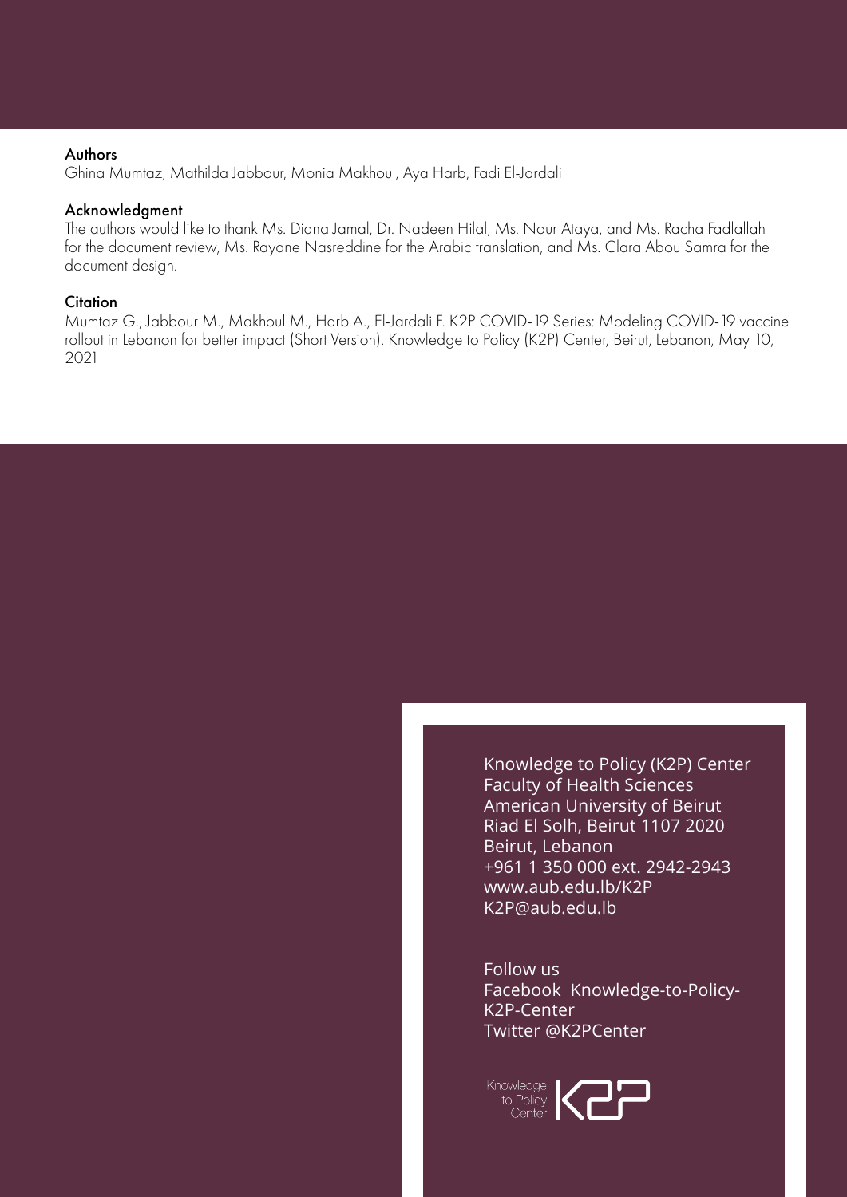### Authors

Ghina Mumtaz, Mathilda Jabbour, Monia Makhoul, Aya Harb, Fadi El-Jardali

### Acknowledgment

The authors would like to thank Ms. Diana Jamal, Dr. Nadeen Hilal, Ms. Nour Ataya, and Ms. Racha Fadlallah for the document review, Ms. Rayane Nasreddine for the Arabic translation, and Ms. Clara Abou Samra for the document design.

### Citation

Mumtaz G., Jabbour M., Makhoul M., Harb A., El-Jardali F. K2P COVID-19 Series: Modeling COVID-19 vaccine rollout in Lebanon for better impact (Short Version). Knowledge to Policy (K2P) Center, Beirut, Lebanon, May 10, 2021

Knowledge to Policy (K2P) Center
Faculty of Health Sciences
American University of Beirut
Riad El Solh, Beirut 1107 2020
Beirut, Lebanon
+961 1 350 000 ext. 2942-2943
www.aub.edu.lb/K2P
K2P@aub.edu.lb

Follow us
Facebook Knowledge-to-Policy-K2P-Center
Twitter @K2PCenter

Knowledge to Policy Center K2P